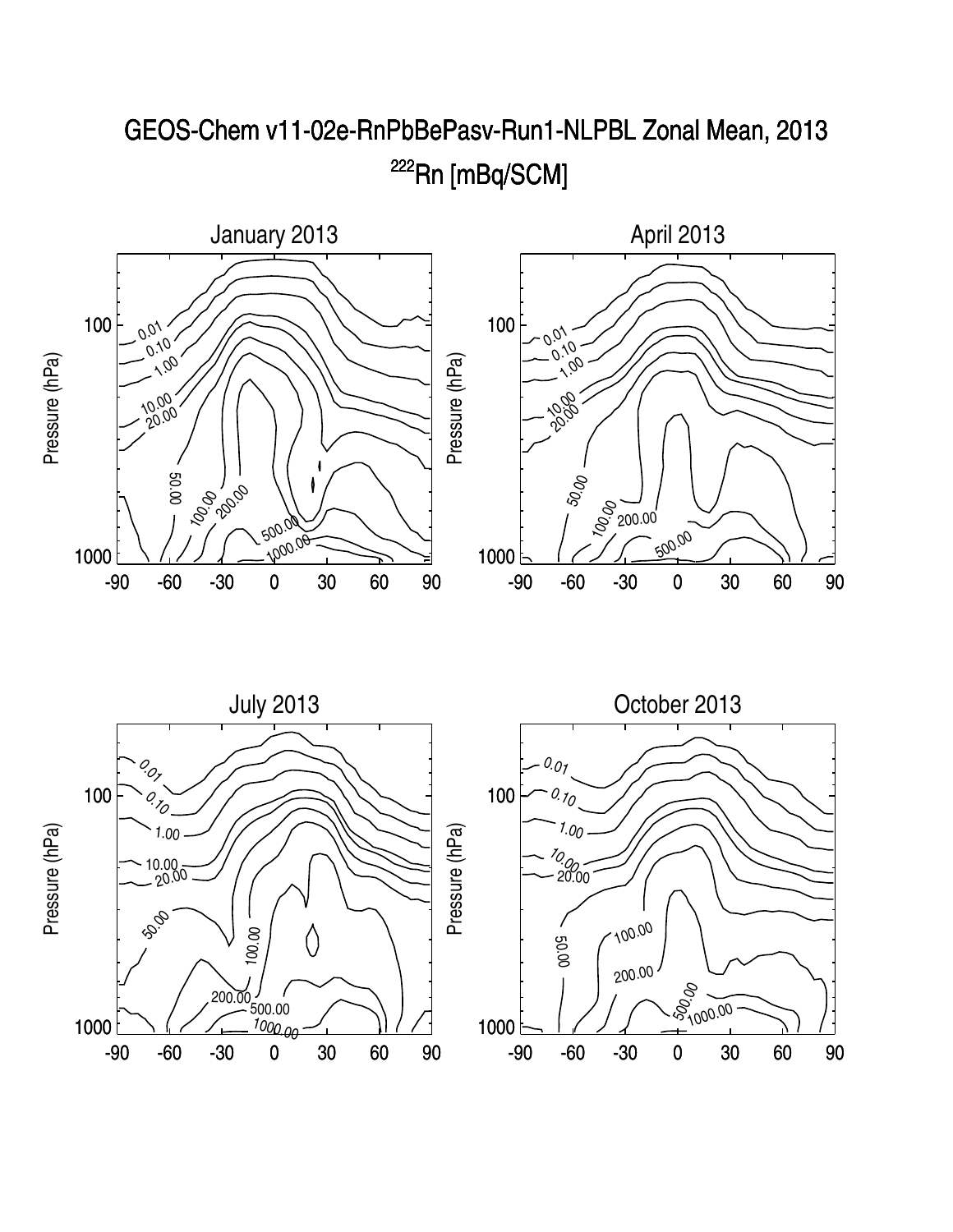# GEOS-Chem v11-02e-RnPbBePasv-Run1-NLPBL Zonal Mean, 2013

## $^{222}$Rn [mBq/SCM]

### January 2013

### April 2013

### July 2013

### October 2013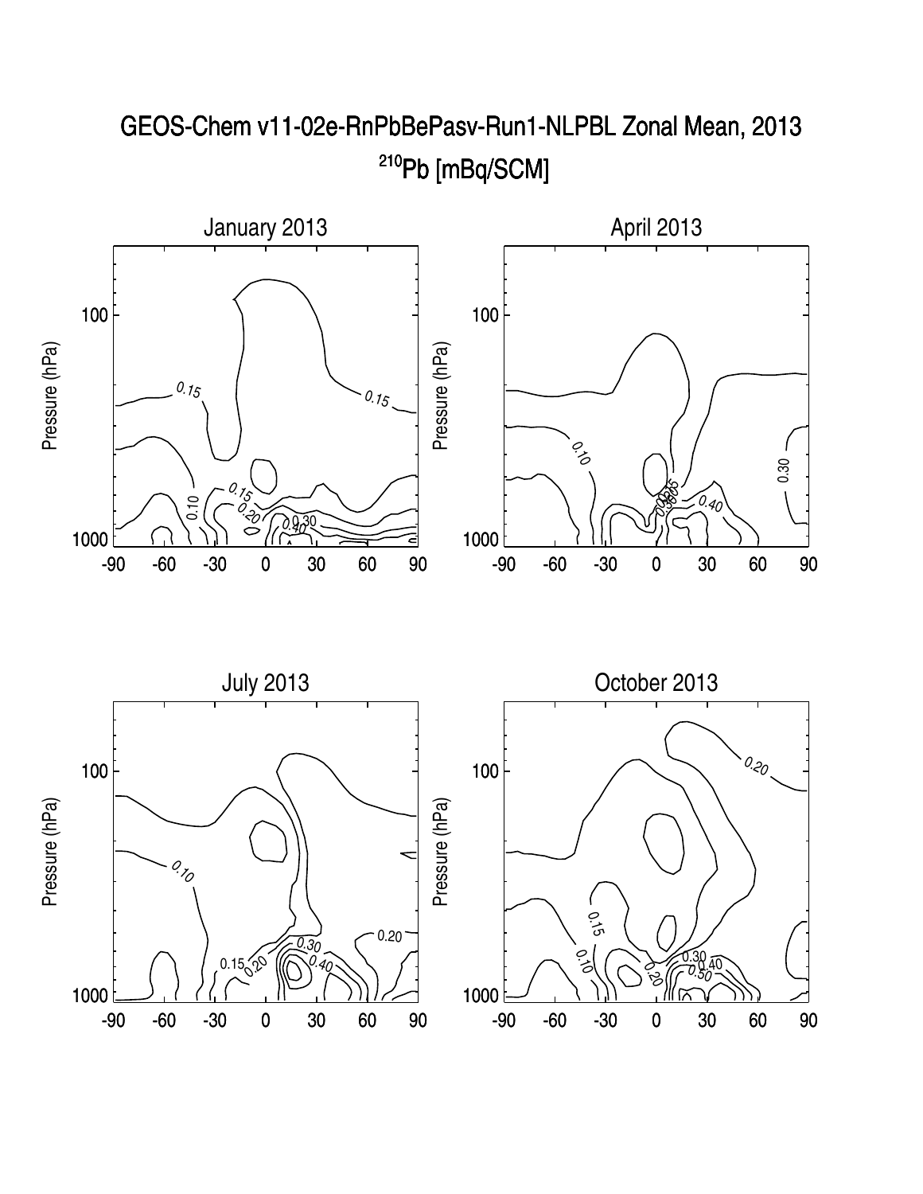# GEOS-Chem v11-02e-RnPbBePasv-Run1-NLPBL Zonal Mean, 2013

## $^{210}$Pb [mBq/SCM]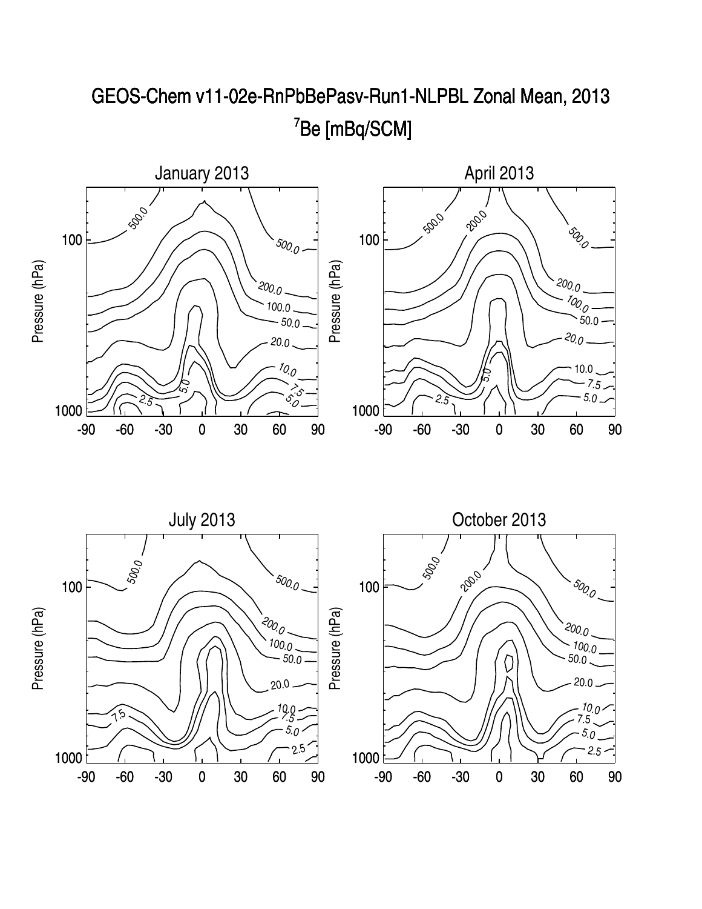# GEOS-Chem v11-02e-RnPbBePasv-Run1-NLPBL Zonal Mean, 2013

## $^{7}$Be [mBq/SCM]

January 2013

Pressure (hPa)

100

1000

-90 -60 -30 0 30 60 90

500.0
500.0
200.0
100.0
50.0
20.0
10.0
7.5
5.0
5.0
2.5

April 2013

Pressure (hPa)

100

1000

-90 -60 -30 0 30 60 90

500.0
200.0
500.0
200.0
100.0
50.0
20.0
10.0
7.5
5.0
5.0
2.5

July 2013

Pressure (hPa)

100

1000

-90 -60 -30 0 30 60 90

500.0
500.0
200.0
100.0
50.0
20.0
10.0
7.5
7.5
5.0
2.5

October 2013

Pressure (hPa)

100

1000

-90 -60 -30 0 30 60 90

500.0
200.0
500.0
200.0
100.0
50.0
20.0
10.0
7.5
5.0
2.5